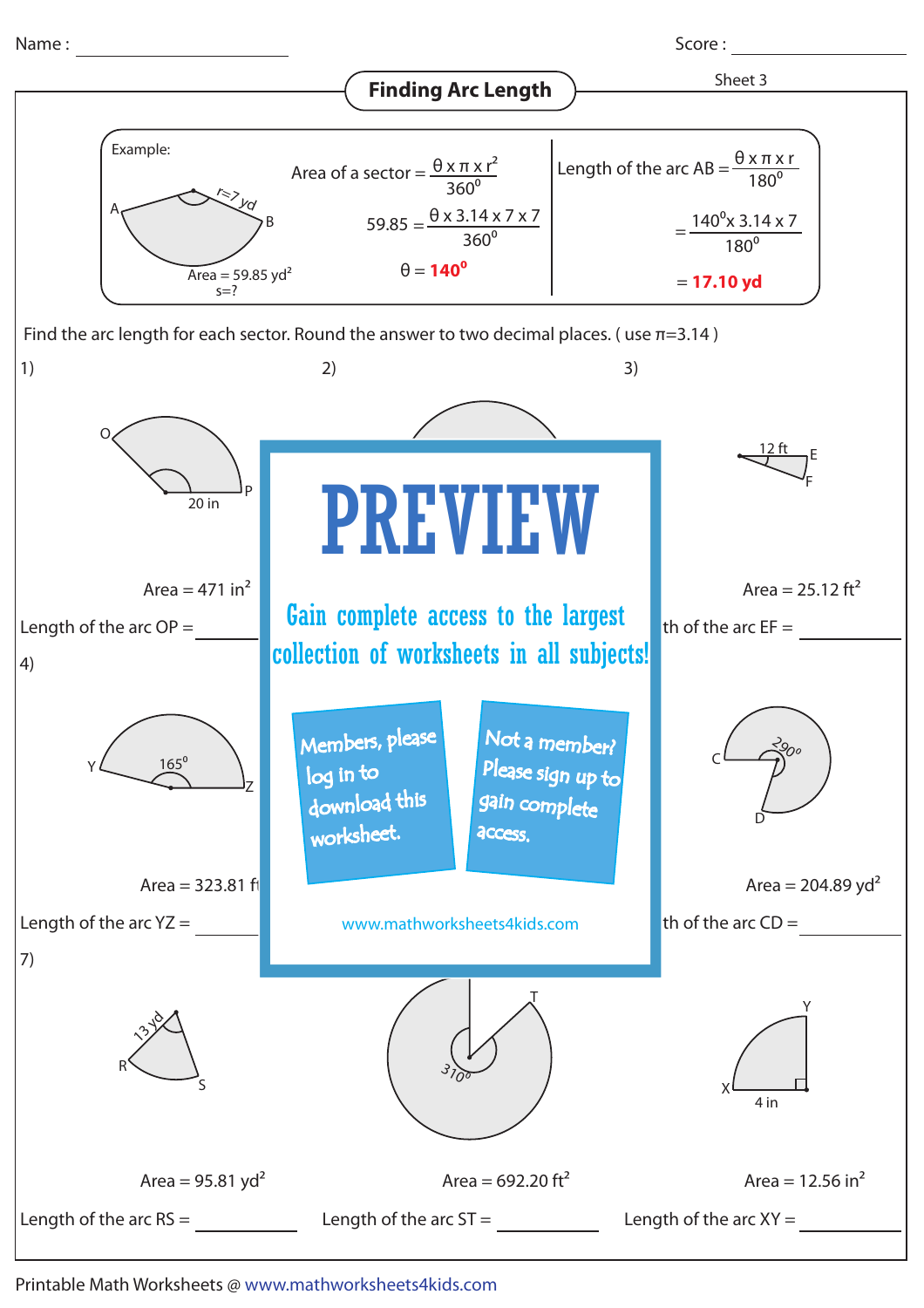Name : ____________ Score : ____________

# Finding Arc Length

Sheet 3

**Example:**

A, B, r = 7 yd

Area = 59.85 $yd^2$

s = ?

Area of a sector = $\frac{\theta \times \pi \times r^2}{360^0}$

$59.85 = \frac{\theta \times 3.14 \times 7 \times 7}{360^0}$

$\theta = 140^0$

Length of the arc AB = $\frac{\theta \times \pi \times r}{180^0}$

$= \frac{140^0 \times 3.14 \times 7}{180^0}$

= **17.10 yd**

Find the arc length for each sector. Round the answer to two decimal places. ( use $\pi$=3.14 )

1) O, P, 20 in

Area = 471 $in^2$

Length of the arc OP = ____________

2)

3) 12 ft, E, F

Area = 25.12 $ft^2$

Length of the arc EF = ____________

4) Y, Z, $165^0$

Area = 323.81 ft

Length of the arc YZ = ____________

5)

6) C, D, $290^0$

Area = 204.89 $yd^2$

Length of the arc CD = ____________

7) 13 yd, R, S

Area = 95.81 $yd^2$

Length of the arc RS = ____________

8) T, $310^0$

Area = 692.20 $ft^2$

Length of the arc ST = ____________

9) X, Y, 4 in

Area = 12.56 $in^2$

Length of the arc XY = ____________

**PREVIEW**

Gain complete access to the largest collection of worksheets in all subjects!

Members, please log in to download this worksheet.

Not a member? Please sign up to gain complete access.

www.mathworksheets4kids.com

Printable Math Worksheets @ www.mathworksheets4kids.com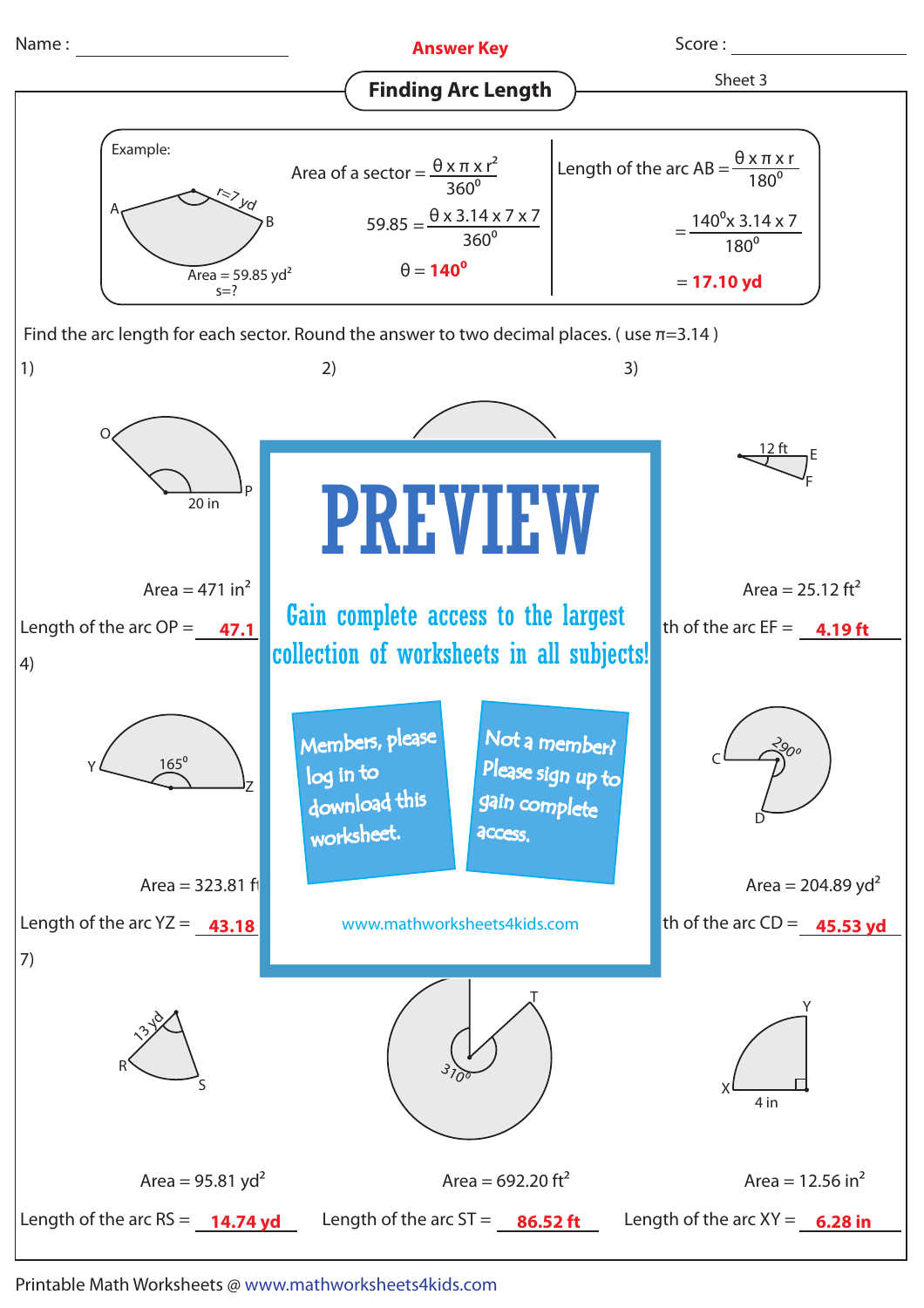Name : ________________ **Answer Key** Score : ________________

Sheet 3

# Finding Arc Length

Example:

A, B, r=7 yd

Area = 59.85 yd$^2$

s=?

Area of a sector = $\frac{\theta \times \pi \times r^2}{360^0}$

$59.85 = \frac{\theta \times 3.14 \times 7 \times 7}{360^0}$

$\theta =$ **140$^0$**

Length of the arc AB = $\frac{\theta \times \pi \times r}{180^0}$

$= \frac{140^0 \times 3.14 \times 7}{180^0}$

= **17.10 yd**

Find the arc length for each sector. Round the answer to two decimal places. ( use $\pi$=3.14 )

1)

O, P, 20 in

Area = 471 in$^2$

Length of the arc OP = **47.1**

2)

3)

12 ft, E, F

Area = 25.12 ft$^2$

th of the arc EF = **4.19 ft**

4)

Y, Z, 165$^0$

Area = 323.81 f

Length of the arc YZ = **43.18**

C, D, 290$^0$

Area = 204.89 yd$^2$

th of the arc CD = **45.53 yd**

# PREVIEW

Gain complete access to the largest collection of worksheets in all subjects!

Members, please log in to download this worksheet.

Not a member? Please sign up to gain complete access.

www.mathworksheets4kids.com

7)

R, S, 13 yd

Area = 95.81 yd$^2$

Length of the arc RS = **14.74 yd**

T, 310$^0$

Area = 692.20 ft$^2$

Length of the arc ST = **86.52 ft**

X, Y, 4 in

Area = 12.56 in$^2$

Length of the arc XY = **6.28 in**

Printable Math Worksheets @ www.mathworksheets4kids.com